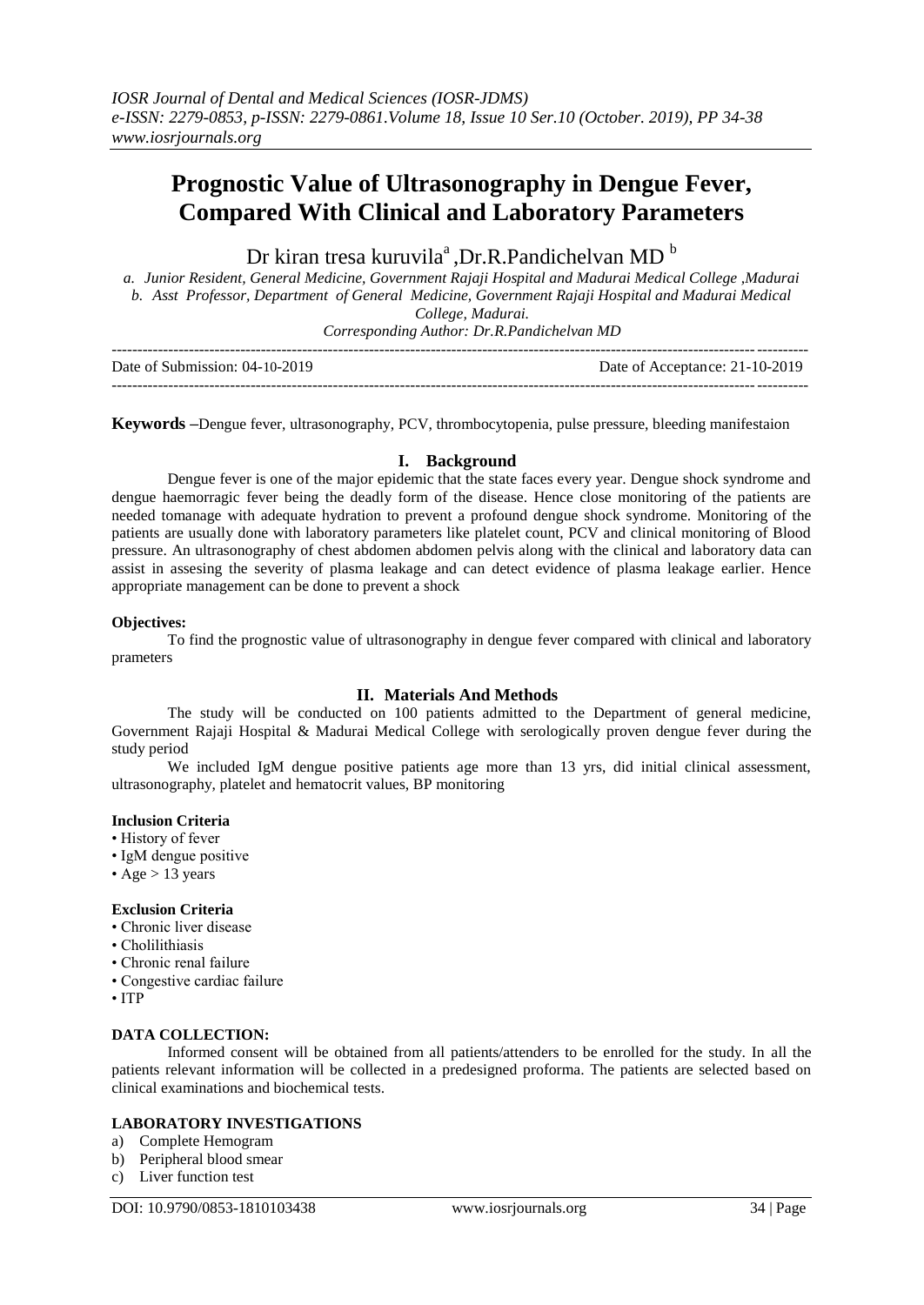# Prognostic Value of Ultrasonography in Dengue Fever, Compared With Clinical and Laboratory Parameters

Dr kiran tresa kuruvila[a] ,Dr.R.Pandichelvan MD [b]

*a. Junior Resident, General Medicine, Government Rajaji Hospital and Madurai Medical College ,Madurai*
*b. Asst Professor, Department of General Medicine, Government Rajaji Hospital and Madurai Medical College, Madurai.*
*Corresponding Author: Dr.R.Pandichelvan MD*

Date of Submission: 04-10-2019 Date of Acceptance: 21-10-2019

**Keywords –**Dengue fever, ultrasonography, PCV, thrombocytopenia, pulse pressure, bleeding manifestaion

## I. Background

Dengue fever is one of the major epidemic that the state faces every year. Dengue shock syndrome and dengue haemorragic fever being the deadly form of the disease. Hence close monitoring of the patients are needed tomanage with adequate hydration to prevent a profound dengue shock syndrome. Monitoring of the patients are usually done with laboratory parameters like platelet count, PCV and clinical monitoring of Blood pressure. An ultrasonography of chest abdomen abdomen pelvis along with the clinical and laboratory data can assist in assesing the severity of plasma leakage and can detect evidence of plasma leakage earlier. Hence appropriate management can be done to prevent a shock

**Objectives:**

To find the prognostic value of ultrasonography in dengue fever compared with clinical and laboratory prameters

## II. Materials And Methods

The study will be conducted on 100 patients admitted to the Department of general medicine, Government Rajaji Hospital & Madurai Medical College with serologically proven dengue fever during the study period

We included IgM dengue positive patients age more than 13 yrs, did initial clinical assessment, ultrasonography, platelet and hematocrit values, BP monitoring

**Inclusion Criteria**

- History of fever
- IgM dengue positive
- Age > 13 years

**Exclusion Criteria**

- Chronic liver disease
- Cholilithiasis
- Chronic renal failure
- Congestive cardiac failure
- ITP

**DATA COLLECTION:**

Informed consent will be obtained from all patients/attenders to be enrolled for the study. In all the patients relevant information will be collected in a predesigned proforma. The patients are selected based on clinical examinations and biochemical tests.

**LABORATORY INVESTIGATIONS**

a) Complete Hemogram
b) Peripheral blood smear
c) Liver function test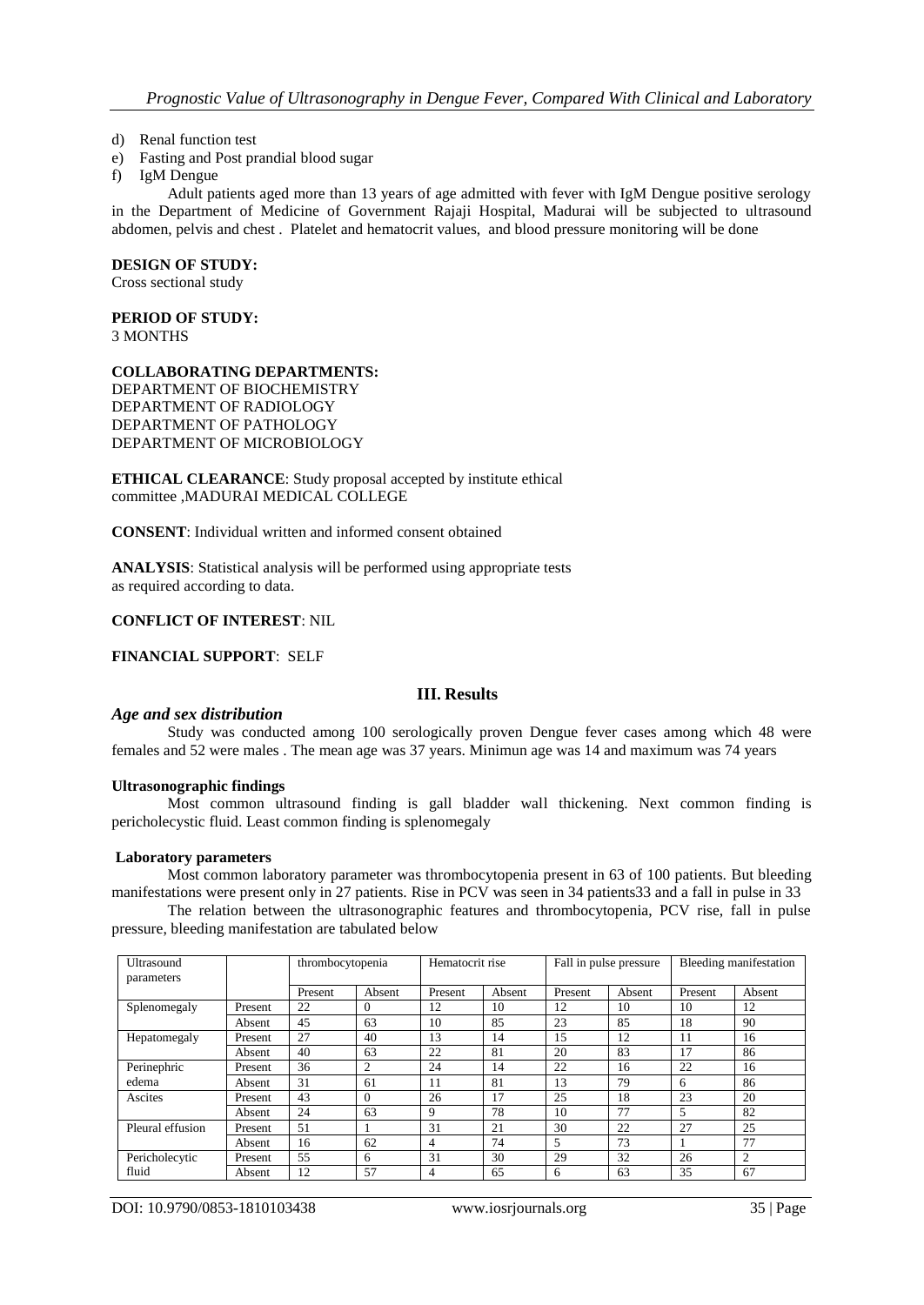d) Renal function test
e) Fasting and Post prandial blood sugar
f) IgM Dengue

Adult patients aged more than 13 years of age admitted with fever with IgM Dengue positive serology in the Department of Medicine of Government Rajaji Hospital, Madurai will be subjected to ultrasound abdomen, pelvis and chest . Platelet and hematocrit values, and blood pressure monitoring will be done

**DESIGN OF STUDY:**
Cross sectional study

**PERIOD OF STUDY:**
3 MONTHS

**COLLABORATING DEPARTMENTS:**
DEPARTMENT OF BIOCHEMISTRY
DEPARTMENT OF RADIOLOGY
DEPARTMENT OF PATHOLOGY
DEPARTMENT OF MICROBIOLOGY

**ETHICAL CLEARANCE**: Study proposal accepted by institute ethical committee ,MADURAI MEDICAL COLLEGE

**CONSENT**: Individual written and informed consent obtained

**ANALYSIS**: Statistical analysis will be performed using appropriate tests as required according to data.

**CONFLICT OF INTEREST**: NIL

**FINANCIAL SUPPORT**: SELF

## III. Results

### *Age and sex distribution*

Study was conducted among 100 serologically proven Dengue fever cases among which 48 were females and 52 were males . The mean age was 37 years. Minimun age was 14 and maximum was 74 years

**Ultrasonographic findings**

Most common ultrasound finding is gall bladder wall thickening. Next common finding is pericholecystic fluid. Least common finding is splenomegaly

**Laboratory parameters**

Most common laboratory parameter was thrombocytopenia present in 63 of 100 patients. But bleeding manifestations were present only in 27 patients. Rise in PCV was seen in 34 patients33 and a fall in pulse in 33

The relation between the ultrasonographic features and thrombocytopenia, PCV rise, fall in pulse pressure, bleeding manifestation are tabulated below

| Ultrasound parameters | | thrombocytopenia | | Hematocrit rise | | Fall in pulse pressure | | Bleeding manifestation | |
|---|---|---|---|---|---|---|---|---|---|
| | | Present | Absent | Present | Absent | Present | Absent | Present | Absent |
| Splenomegaly | Present | 22 | 0 | 12 | 10 | 12 | 10 | 10 | 12 |
| | Absent | 45 | 63 | 10 | 85 | 23 | 85 | 18 | 90 |
| Hepatomegaly | Present | 27 | 40 | 13 | 14 | 15 | 12 | 11 | 16 |
| | Absent | 40 | 63 | 22 | 81 | 20 | 83 | 17 | 86 |
| Perinephric edema | Present | 36 | 2 | 24 | 14 | 22 | 16 | 22 | 16 |
| | Absent | 31 | 61 | 11 | 81 | 13 | 79 | 6 | 86 |
| Ascites | Present | 43 | 0 | 26 | 17 | 25 | 18 | 23 | 20 |
| | Absent | 24 | 63 | 9 | 78 | 10 | 77 | 5 | 82 |
| Pleural effusion | Present | 51 | 1 | 31 | 21 | 30 | 22 | 27 | 25 |
| | Absent | 16 | 62 | 4 | 74 | 5 | 73 | 1 | 77 |
| Pericholecytic fluid | Present | 55 | 6 | 31 | 30 | 29 | 32 | 26 | 2 |
| | Absent | 12 | 57 | 4 | 65 | 6 | 63 | 35 | 67 |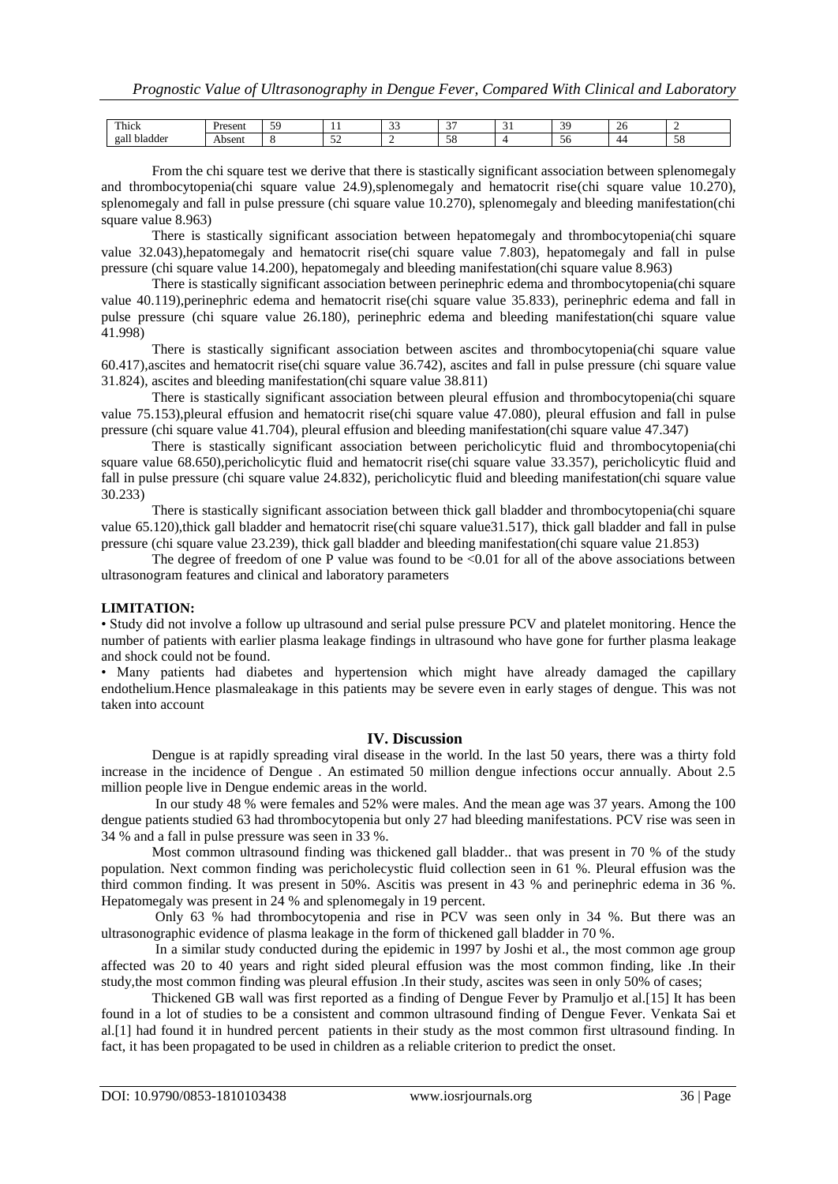| Thick gall bladder | Present | 59 | 11 | 33 | 37 | 31 | 39 | 26 | 2 |
|---|---|---|---|---|---|---|---|---|---|
| | Absent | 8 | 52 | 2 | 58 | 4 | 56 | 44 | 58 |

From the chi square test we derive that there is stastically significant association between splenomegaly and thrombocytopenia(chi square value 24.9),splenomegaly and hematocrit rise(chi square value 10.270), splenomegaly and fall in pulse pressure (chi square value 10.270), splenomegaly and bleeding manifestation(chi square value 8.963)

There is stastically significant association between hepatomegaly and thrombocytopenia(chi square value 32.043),hepatomegaly and hematocrit rise(chi square value 7.803), hepatomegaly and fall in pulse pressure (chi square value 14.200), hepatomegaly and bleeding manifestation(chi square value 8.963)

There is stastically significant association between perinephric edema and thrombocytopenia(chi square value 40.119),perinephric edema and hematocrit rise(chi square value 35.833), perinephric edema and fall in pulse pressure (chi square value 26.180), perinephric edema and bleeding manifestation(chi square value 41.998)

There is stastically significant association between ascites and thrombocytopenia(chi square value 60.417),ascites and hematocrit rise(chi square value 36.742), ascites and fall in pulse pressure (chi square value 31.824), ascites and bleeding manifestation(chi square value 38.811)

There is stastically significant association between pleural effusion and thrombocytopenia(chi square value 75.153),pleural effusion and hematocrit rise(chi square value 47.080), pleural effusion and fall in pulse pressure (chi square value 41.704), pleural effusion and bleeding manifestation(chi square value 47.347)

There is stastically significant association between pericholicytic fluid and thrombocytopenia(chi square value 68.650),pericholicytic fluid and hematocrit rise(chi square value 33.357), pericholicytic fluid and fall in pulse pressure (chi square value 24.832), pericholicytic fluid and bleeding manifestation(chi square value 30.233)

There is stastically significant association between thick gall bladder and thrombocytopenia(chi square value 65.120),thick gall bladder and hematocrit rise(chi square value31.517), thick gall bladder and fall in pulse pressure (chi square value 23.239), thick gall bladder and bleeding manifestation(chi square value 21.853)

The degree of freedom of one P value was found to be <0.01 for all of the above associations between ultrasonogram features and clinical and laboratory parameters

**LIMITATION:**

- Study did not involve a follow up ultrasound and serial pulse pressure PCV and platelet monitoring. Hence the number of patients with earlier plasma leakage findings in ultrasound who have gone for further plasma leakage and shock could not be found.
- Many patients had diabetes and hypertension which might have already damaged the capillary endothelium.Hence plasmaleakage in this patients may be severe even in early stages of dengue. This was not taken into account

## IV. Discussion

Dengue is at rapidly spreading viral disease in the world. In the last 50 years, there was a thirty fold increase in the incidence of Dengue . An estimated 50 million dengue infections occur annually. About 2.5 million people live in Dengue endemic areas in the world.

In our study 48 % were females and 52% were males. And the mean age was 37 years. Among the 100 dengue patients studied 63 had thrombocytopenia but only 27 had bleeding manifestations. PCV rise was seen in 34 % and a fall in pulse pressure was seen in 33 %.

Most common ultrasound finding was thickened gall bladder.. that was present in 70 % of the study population. Next common finding was pericholecystic fluid collection seen in 61 %. Pleural effusion was the third common finding. It was present in 50%. Ascitis was present in 43 % and perinephric edema in 36 %. Hepatomegaly was present in 24 % and splenomegaly in 19 percent.

Only 63 % had thrombocytopenia and rise in PCV was seen only in 34 %. But there was an ultrasonographic evidence of plasma leakage in the form of thickened gall bladder in 70 %.

In a similar study conducted during the epidemic in 1997 by Joshi et al., the most common age group affected was 20 to 40 years and right sided pleural effusion was the most common finding, like .In their study,the most common finding was pleural effusion .In their study, ascites was seen in only 50% of cases;

Thickened GB wall was first reported as a finding of Dengue Fever by Pramuljo et al.[15] It has been found in a lot of studies to be a consistent and common ultrasound finding of Dengue Fever. Venkata Sai et al.[1] had found it in hundred percent patients in their study as the most common first ultrasound finding. In fact, it has been propagated to be used in children as a reliable criterion to predict the onset.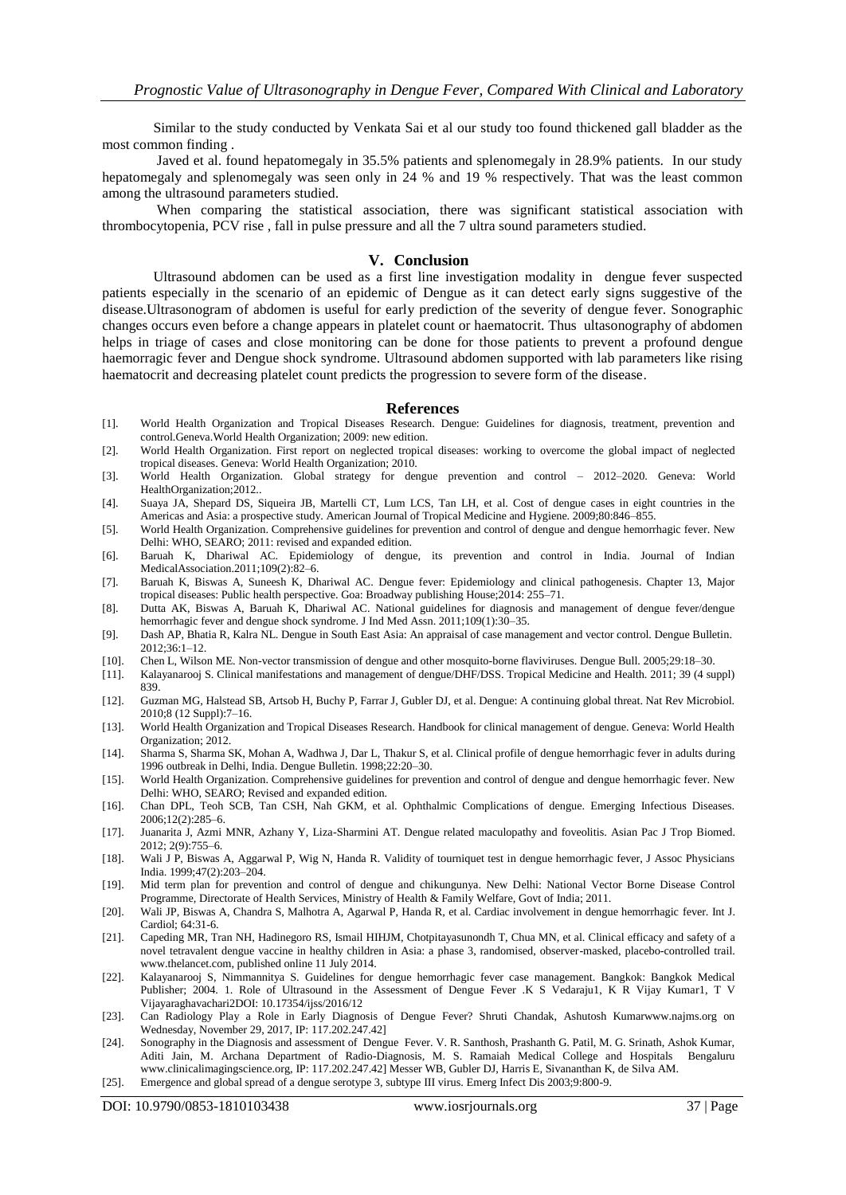Similar to the study conducted by Venkata Sai et al our study too found thickened gall bladder as the most common finding .

Javed et al. found hepatomegaly in 35.5% patients and splenomegaly in 28.9% patients. In our study hepatomegaly and splenomegaly was seen only in 24 % and 19 % respectively. That was the least common among the ultrasound parameters studied.

When comparing the statistical association, there was significant statistical association with thrombocytopenia, PCV rise , fall in pulse pressure and all the 7 ultra sound parameters studied.

## V. Conclusion

Ultrasound abdomen can be used as a first line investigation modality in dengue fever suspected patients especially in the scenario of an epidemic of Dengue as it can detect early signs suggestive of the disease.Ultrasonogram of abdomen is useful for early prediction of the severity of dengue fever. Sonographic changes occurs even before a change appears in platelet count or haematocrit. Thus ultasonography of abdomen helps in triage of cases and close monitoring can be done for those patients to prevent a profound dengue haemorragic fever and Dengue shock syndrome. Ultrasound abdomen supported with lab parameters like rising haematocrit and decreasing platelet count predicts the progression to severe form of the disease.

## References

[1]. World Health Organization and Tropical Diseases Research. Dengue: Guidelines for diagnosis, treatment, prevention and control.Geneva.World Health Organization; 2009: new edition.

[2]. World Health Organization. First report on neglected tropical diseases: working to overcome the global impact of neglected tropical diseases. Geneva: World Health Organization; 2010.

[3]. World Health Organization. Global strategy for dengue prevention and control – 2012–2020. Geneva: World HealthOrganization;2012..

[4]. Suaya JA, Shepard DS, Siqueira JB, Martelli CT, Lum LCS, Tan LH, et al. Cost of dengue cases in eight countries in the Americas and Asia: a prospective study. American Journal of Tropical Medicine and Hygiene. 2009;80:846–855.

[5]. World Health Organization. Comprehensive guidelines for prevention and control of dengue and dengue hemorrhagic fever. New Delhi: WHO, SEARO; 2011: revised and expanded edition.

[6]. Baruah K, Dhariwal AC. Epidemiology of dengue, its prevention and control in India. Journal of Indian MedicalAssociation.2011;109(2):82–6.

[7]. Baruah K, Biswas A, Suneesh K, Dhariwal AC. Dengue fever: Epidemiology and clinical pathogenesis. Chapter 13, Major tropical diseases: Public health perspective. Goa: Broadway publishing House;2014: 255–71.

[8]. Dutta AK, Biswas A, Baruah K, Dhariwal AC. National guidelines for diagnosis and management of dengue fever/dengue hemorrhagic fever and dengue shock syndrome. J Ind Med Assn. 2011;109(1):30–35.

[9]. Dash AP, Bhatia R, Kalra NL. Dengue in South East Asia: An appraisal of case management and vector control. Dengue Bulletin. 2012;36:1–12.

[10]. Chen L, Wilson ME. Non-vector transmission of dengue and other mosquito-borne flaviviruses. Dengue Bull. 2005;29:18–30.

[11]. Kalayanarooj S. Clinical manifestations and management of dengue/DHF/DSS. Tropical Medicine and Health. 2011; 39 (4 suppl) 839.

[12]. Guzman MG, Halstead SB, Artsob H, Buchy P, Farrar J, Gubler DJ, et al. Dengue: A continuing global threat. Nat Rev Microbiol. 2010;8 (12 Suppl):7–16.

[13]. World Health Organization and Tropical Diseases Research. Handbook for clinical management of dengue. Geneva: World Health Organization; 2012.

[14]. Sharma S, Sharma SK, Mohan A, Wadhwa J, Dar L, Thakur S, et al. Clinical profile of dengue hemorrhagic fever in adults during 1996 outbreak in Delhi, India. Dengue Bulletin. 1998;22:20–30.

[15]. World Health Organization. Comprehensive guidelines for prevention and control of dengue and dengue hemorrhagic fever. New Delhi: WHO, SEARO; Revised and expanded edition.

[16]. Chan DPL, Teoh SCB, Tan CSH, Nah GKM, et al. Ophthalmic Complications of dengue. Emerging Infectious Diseases. 2006;12(2):285–6.

[17]. Juanarita J, Azmi MNR, Azhany Y, Liza-Sharmini AT. Dengue related maculopathy and foveolitis. Asian Pac J Trop Biomed. 2012; 2(9):755–6.

[18]. Wali J P, Biswas A, Aggarwal P, Wig N, Handa R. Validity of tourniquet test in dengue hemorrhagic fever, J Assoc Physicians India. 1999;47(2):203–204.

[19]. Mid term plan for prevention and control of dengue and chikungunya. New Delhi: National Vector Borne Disease Control Programme, Directorate of Health Services, Ministry of Health & Family Welfare, Govt of India; 2011.

[20]. Wali JP, Biswas A, Chandra S, Malhotra A, Agarwal P, Handa R, et al. Cardiac involvement in dengue hemorrhagic fever. Int J. Cardiol; 64:31-6.

[21]. Capeding MR, Tran NH, Hadinegoro RS, Ismail HIHJM, Chotpitayasunondh T, Chua MN, et al. Clinical efficacy and safety of a novel tetravalent dengue vaccine in healthy children in Asia: a phase 3, randomised, observer-masked, placebo-controlled trail. www.thelancet.com, published online 11 July 2014.

[22]. Kalayanarooj S, Nimmannitya S. Guidelines for dengue hemorrhagic fever case management. Bangkok: Bangkok Medical Publisher; 2004. 1. Role of Ultrasound in the Assessment of Dengue Fever .K S Vedaraju1, K R Vijay Kumar1, T V Vijayaraghavachari2DOI: 10.17354/ijss/2016/12

[23]. Can Radiology Play a Role in Early Diagnosis of Dengue Fever? Shruti Chandak, Ashutosh Kumarwww.najms.org on Wednesday, November 29, 2017, IP: 117.202.247.42]

[24]. Sonography in the Diagnosis and assessment of Dengue Fever. V. R. Santhosh, Prashanth G. Patil, M. G. Srinath, Ashok Kumar, Aditi Jain, M. Archana Department of Radio-Diagnosis, M. S. Ramaiah Medical College and Hospitals Bengaluru www.clinicalimagingscience.org, IP: 117.202.247.42] Messer WB, Gubler DJ, Harris E, Sivananthan K, de Silva AM.

[25]. Emergence and global spread of a dengue serotype 3, subtype III virus. Emerg Infect Dis 2003;9:800-9.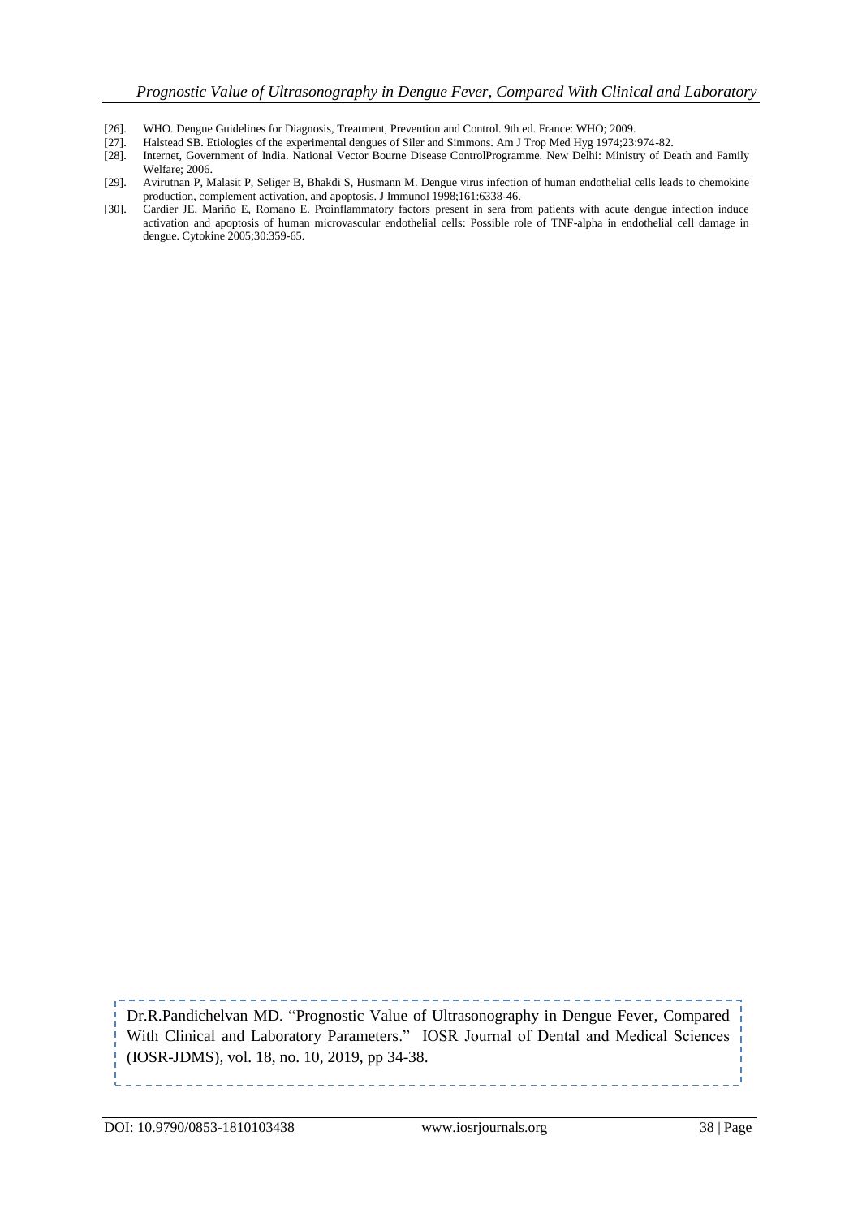[26]. WHO. Dengue Guidelines for Diagnosis, Treatment, Prevention and Control. 9th ed. France: WHO; 2009.

[27]. Halstead SB. Etiologies of the experimental dengues of Siler and Simmons. Am J Trop Med Hyg 1974;23:974-82.

[28]. Internet, Government of India. National Vector Bourne Disease ControlProgramme. New Delhi: Ministry of Death and Family Welfare; 2006.

[29]. Avirutnan P, Malasit P, Seliger B, Bhakdi S, Husmann M. Dengue virus infection of human endothelial cells leads to chemokine production, complement activation, and apoptosis. J Immunol 1998;161:6338-46.

[30]. Cardier JE, Mariño E, Romano E. Proinflammatory factors present in sera from patients with acute dengue infection induce activation and apoptosis of human microvascular endothelial cells: Possible role of TNF-alpha in endothelial cell damage in dengue. Cytokine 2005;30:359-65.

Dr.R.Pandichelvan MD. "Prognostic Value of Ultrasonography in Dengue Fever, Compared With Clinical and Laboratory Parameters." IOSR Journal of Dental and Medical Sciences (IOSR-JDMS), vol. 18, no. 10, 2019, pp 34-38.